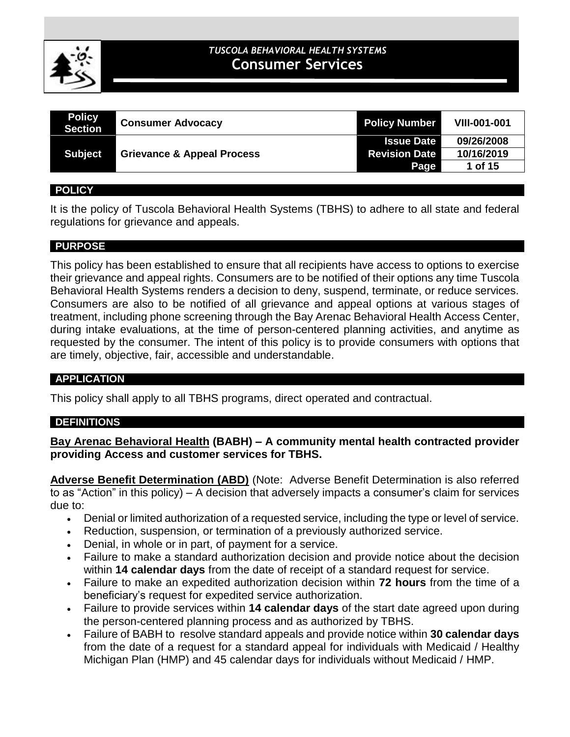*TUSCOLA BEHAVIORAL HEALTH SYSTEMS*

# Consumer Services

| Policy Section | Consumer Advocacy | Policy Number | VIII-001-001 |
|---|---|---|---|
| Subject | Grievance & Appeal Process | Issue Date | 09/26/2008 |
| | | Revision Date | 10/16/2019 |
| | | Page | 1 of 15 |

## POLICY

It is the policy of Tuscola Behavioral Health Systems (TBHS) to adhere to all state and federal regulations for grievance and appeals.

## PURPOSE

This policy has been established to ensure that all recipients have access to options to exercise their grievance and appeal rights. Consumers are to be notified of their options any time Tuscola Behavioral Health Systems renders a decision to deny, suspend, terminate, or reduce services. Consumers are also to be notified of all grievance and appeal options at various stages of treatment, including phone screening through the Bay Arenac Behavioral Health Access Center, during intake evaluations, at the time of person-centered planning activities, and anytime as requested by the consumer. The intent of this policy is to provide consumers with options that are timely, objective, fair, accessible and understandable.

## APPLICATION

This policy shall apply to all TBHS programs, direct operated and contractual.

## DEFINITIONS

**Bay Arenac Behavioral Health (BABH) – A community mental health contracted provider providing Access and customer services for TBHS.**

**Adverse Benefit Determination (ABD)** (Note: Adverse Benefit Determination is also referred to as "Action" in this policy) – A decision that adversely impacts a consumer's claim for services due to:

- Denial or limited authorization of a requested service, including the type or level of service.
- Reduction, suspension, or termination of a previously authorized service.
- Denial, in whole or in part, of payment for a service.
- Failure to make a standard authorization decision and provide notice about the decision within **14 calendar days** from the date of receipt of a standard request for service.
- Failure to make an expedited authorization decision within **72 hours** from the time of a beneficiary's request for expedited service authorization.
- Failure to provide services within **14 calendar days** of the start date agreed upon during the person-centered planning process and as authorized by TBHS.
- Failure of BABH to resolve standard appeals and provide notice within **30 calendar days** from the date of a request for a standard appeal for individuals with Medicaid / Healthy Michigan Plan (HMP) and 45 calendar days for individuals without Medicaid / HMP.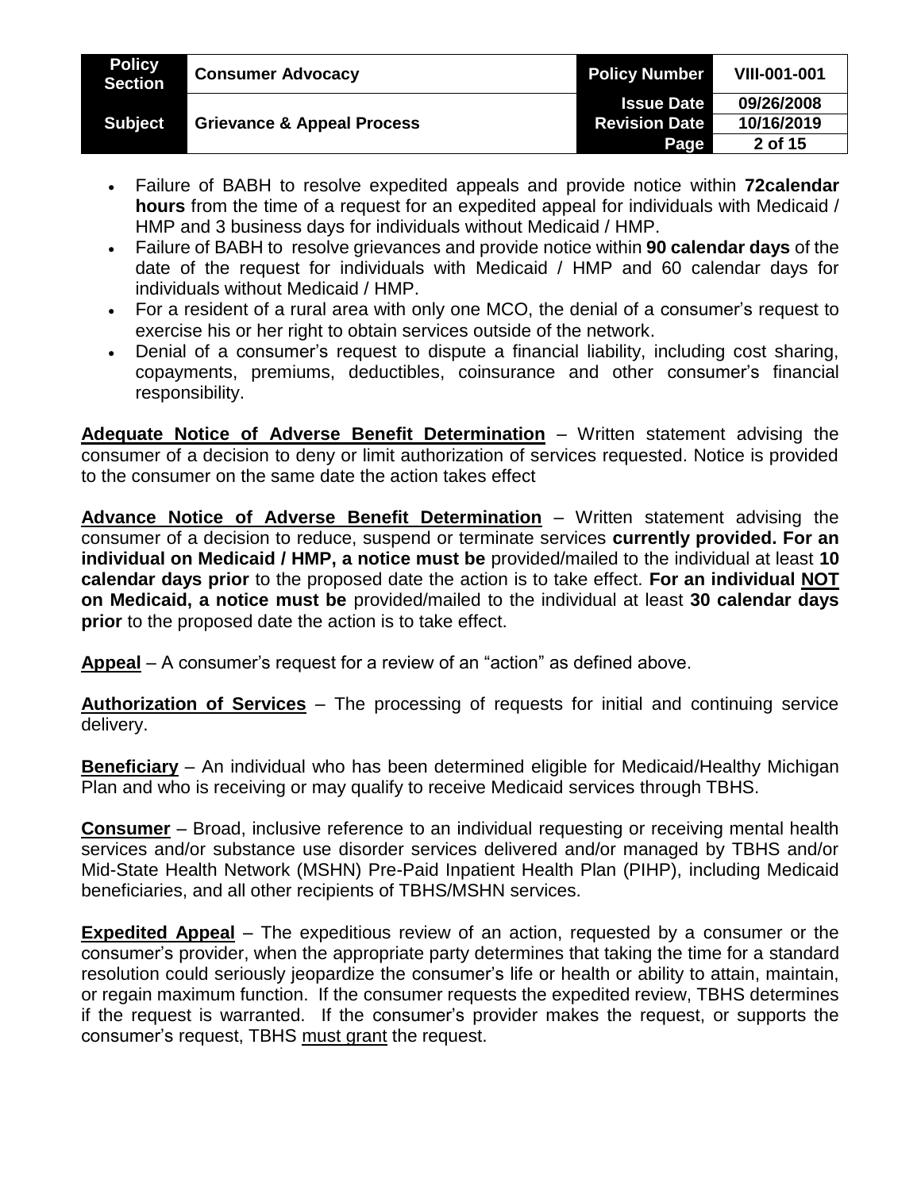- Failure of BABH to resolve expedited appeals and provide notice within **72calendar hours** from the time of a request for an expedited appeal for individuals with Medicaid / HMP and 3 business days for individuals without Medicaid / HMP.
- Failure of BABH to resolve grievances and provide notice within **90 calendar days** of the date of the request for individuals with Medicaid / HMP and 60 calendar days for individuals without Medicaid / HMP.
- For a resident of a rural area with only one MCO, the denial of a consumer's request to exercise his or her right to obtain services outside of the network.
- Denial of a consumer's request to dispute a financial liability, including cost sharing, copayments, premiums, deductibles, coinsurance and other consumer's financial responsibility.

**Adequate Notice of Adverse Benefit Determination** – Written statement advising the consumer of a decision to deny or limit authorization of services requested. Notice is provided to the consumer on the same date the action takes effect

**Advance Notice of Adverse Benefit Determination** – Written statement advising the consumer of a decision to reduce, suspend or terminate services **currently provided. For an individual on Medicaid / HMP, a notice must be** provided/mailed to the individual at least **10 calendar days prior** to the proposed date the action is to take effect. **For an individual NOT on Medicaid, a notice must be** provided/mailed to the individual at least **30 calendar days prior** to the proposed date the action is to take effect.

**Appeal** – A consumer's request for a review of an "action" as defined above.

**Authorization of Services** – The processing of requests for initial and continuing service delivery.

**Beneficiary** – An individual who has been determined eligible for Medicaid/Healthy Michigan Plan and who is receiving or may qualify to receive Medicaid services through TBHS.

**Consumer** – Broad, inclusive reference to an individual requesting or receiving mental health services and/or substance use disorder services delivered and/or managed by TBHS and/or Mid-State Health Network (MSHN) Pre-Paid Inpatient Health Plan (PIHP), including Medicaid beneficiaries, and all other recipients of TBHS/MSHN services.

**Expedited Appeal** – The expeditious review of an action, requested by a consumer or the consumer's provider, when the appropriate party determines that taking the time for a standard resolution could seriously jeopardize the consumer's life or health or ability to attain, maintain, or regain maximum function. If the consumer requests the expedited review, TBHS determines if the request is warranted. If the consumer's provider makes the request, or supports the consumer's request, TBHS must grant the request.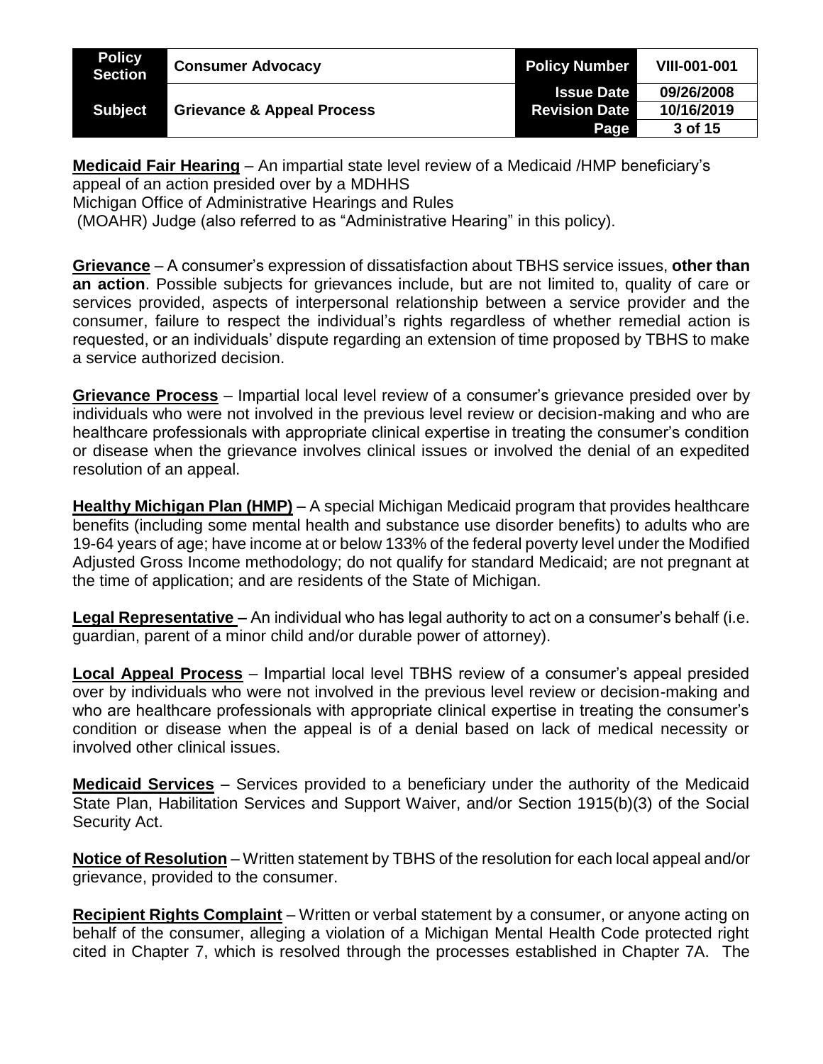**Medicaid Fair Hearing** – An impartial state level review of a Medicaid /HMP beneficiary's appeal of an action presided over by a MDHHS Michigan Office of Administrative Hearings and Rules (MOAHR) Judge (also referred to as "Administrative Hearing" in this policy).

**Grievance** – A consumer's expression of dissatisfaction about TBHS service issues, **other than an action**. Possible subjects for grievances include, but are not limited to, quality of care or services provided, aspects of interpersonal relationship between a service provider and the consumer, failure to respect the individual's rights regardless of whether remedial action is requested, or an individuals' dispute regarding an extension of time proposed by TBHS to make a service authorized decision.

**Grievance Process** – Impartial local level review of a consumer's grievance presided over by individuals who were not involved in the previous level review or decision-making and who are healthcare professionals with appropriate clinical expertise in treating the consumer's condition or disease when the grievance involves clinical issues or involved the denial of an expedited resolution of an appeal.

**Healthy Michigan Plan (HMP)** – A special Michigan Medicaid program that provides healthcare benefits (including some mental health and substance use disorder benefits) to adults who are 19-64 years of age; have income at or below 133% of the federal poverty level under the Modified Adjusted Gross Income methodology; do not qualify for standard Medicaid; are not pregnant at the time of application; and are residents of the State of Michigan.

**Legal Representative –** An individual who has legal authority to act on a consumer's behalf (i.e. guardian, parent of a minor child and/or durable power of attorney).

**Local Appeal Process** – Impartial local level TBHS review of a consumer's appeal presided over by individuals who were not involved in the previous level review or decision-making and who are healthcare professionals with appropriate clinical expertise in treating the consumer's condition or disease when the appeal is of a denial based on lack of medical necessity or involved other clinical issues.

**Medicaid Services** – Services provided to a beneficiary under the authority of the Medicaid State Plan, Habilitation Services and Support Waiver, and/or Section 1915(b)(3) of the Social Security Act.

**Notice of Resolution** – Written statement by TBHS of the resolution for each local appeal and/or grievance, provided to the consumer.

**Recipient Rights Complaint** – Written or verbal statement by a consumer, or anyone acting on behalf of the consumer, alleging a violation of a Michigan Mental Health Code protected right cited in Chapter 7, which is resolved through the processes established in Chapter 7A. The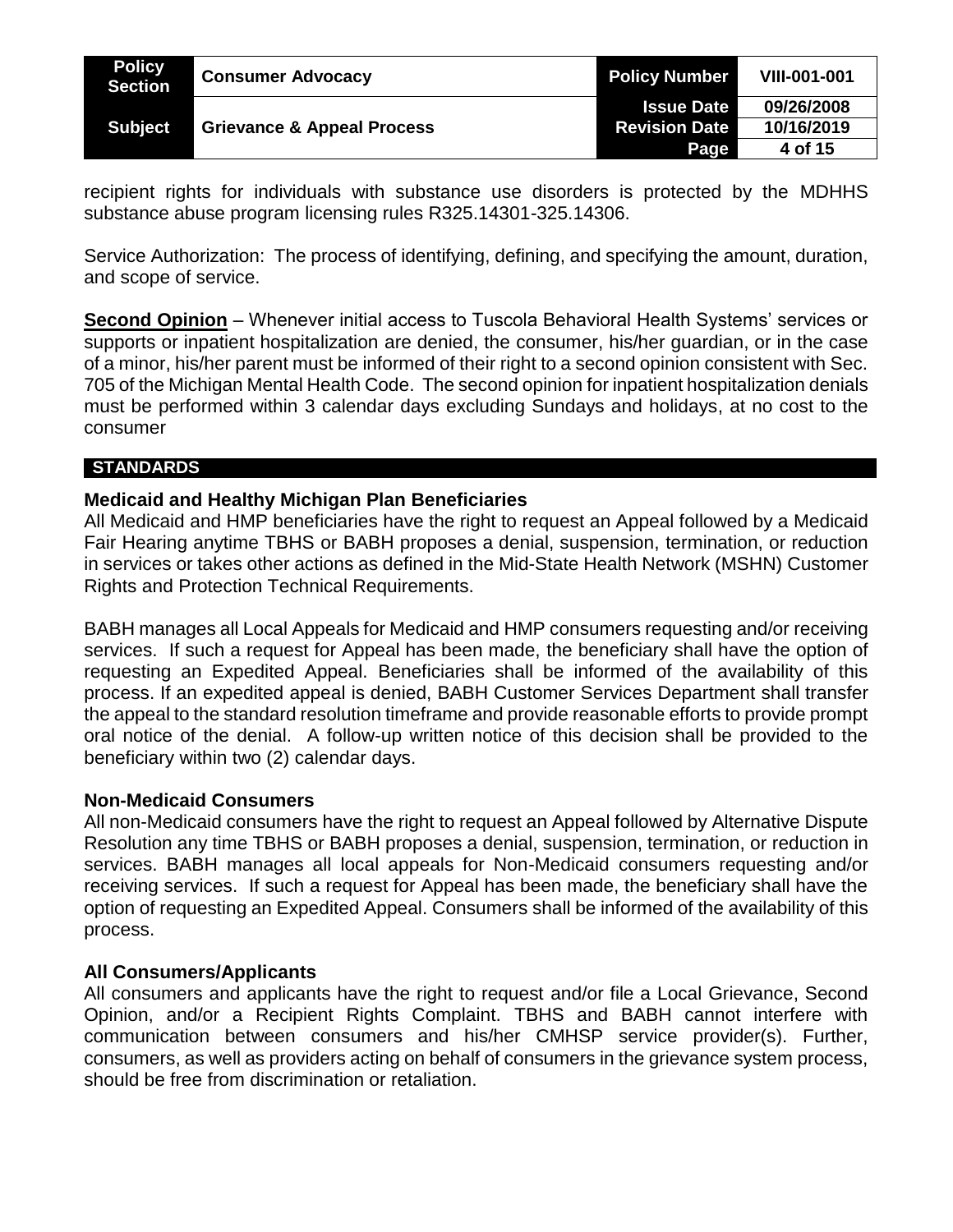recipient rights for individuals with substance use disorders is protected by the MDHHS substance abuse program licensing rules R325.14301-325.14306.

Service Authorization: The process of identifying, defining, and specifying the amount, duration, and scope of service.

**Second Opinion** – Whenever initial access to Tuscola Behavioral Health Systems' services or supports or inpatient hospitalization are denied, the consumer, his/her guardian, or in the case of a minor, his/her parent must be informed of their right to a second opinion consistent with Sec. 705 of the Michigan Mental Health Code. The second opinion for inpatient hospitalization denials must be performed within 3 calendar days excluding Sundays and holidays, at no cost to the consumer

## STANDARDS

### Medicaid and Healthy Michigan Plan Beneficiaries

All Medicaid and HMP beneficiaries have the right to request an Appeal followed by a Medicaid Fair Hearing anytime TBHS or BABH proposes a denial, suspension, termination, or reduction in services or takes other actions as defined in the Mid-State Health Network (MSHN) Customer Rights and Protection Technical Requirements.

BABH manages all Local Appeals for Medicaid and HMP consumers requesting and/or receiving services. If such a request for Appeal has been made, the beneficiary shall have the option of requesting an Expedited Appeal. Beneficiaries shall be informed of the availability of this process. If an expedited appeal is denied, BABH Customer Services Department shall transfer the appeal to the standard resolution timeframe and provide reasonable efforts to provide prompt oral notice of the denial. A follow-up written notice of this decision shall be provided to the beneficiary within two (2) calendar days.

### Non-Medicaid Consumers

All non-Medicaid consumers have the right to request an Appeal followed by Alternative Dispute Resolution any time TBHS or BABH proposes a denial, suspension, termination, or reduction in services. BABH manages all local appeals for Non-Medicaid consumers requesting and/or receiving services. If such a request for Appeal has been made, the beneficiary shall have the option of requesting an Expedited Appeal. Consumers shall be informed of the availability of this process.

### All Consumers/Applicants

All consumers and applicants have the right to request and/or file a Local Grievance, Second Opinion, and/or a Recipient Rights Complaint. TBHS and BABH cannot interfere with communication between consumers and his/her CMHSP service provider(s). Further, consumers, as well as providers acting on behalf of consumers in the grievance system process, should be free from discrimination or retaliation.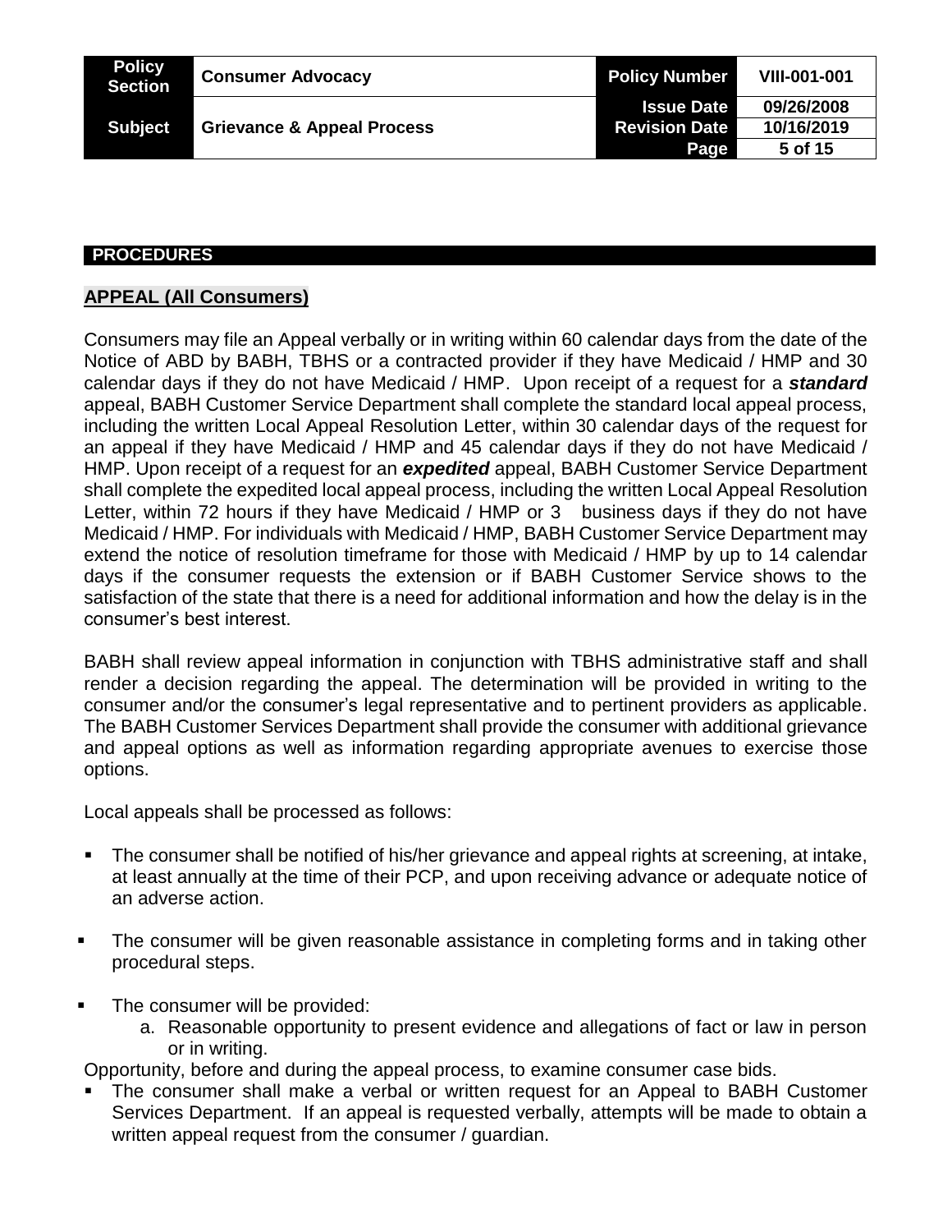## PROCEDURES

### APPEAL (All Consumers)

Consumers may file an Appeal verbally or in writing within 60 calendar days from the date of the Notice of ABD by BABH, TBHS or a contracted provider if they have Medicaid / HMP and 30 calendar days if they do not have Medicaid / HMP. Upon receipt of a request for a ***standard*** appeal, BABH Customer Service Department shall complete the standard local appeal process, including the written Local Appeal Resolution Letter, within 30 calendar days of the request for an appeal if they have Medicaid / HMP and 45 calendar days if they do not have Medicaid / HMP. Upon receipt of a request for an ***expedited*** appeal, BABH Customer Service Department shall complete the expedited local appeal process, including the written Local Appeal Resolution Letter, within 72 hours if they have Medicaid / HMP or 3 business days if they do not have Medicaid / HMP. For individuals with Medicaid / HMP, BABH Customer Service Department may extend the notice of resolution timeframe for those with Medicaid / HMP by up to 14 calendar days if the consumer requests the extension or if BABH Customer Service shows to the satisfaction of the state that there is a need for additional information and how the delay is in the consumer's best interest.

BABH shall review appeal information in conjunction with TBHS administrative staff and shall render a decision regarding the appeal. The determination will be provided in writing to the consumer and/or the consumer's legal representative and to pertinent providers as applicable. The BABH Customer Services Department shall provide the consumer with additional grievance and appeal options as well as information regarding appropriate avenues to exercise those options.

Local appeals shall be processed as follows:

- The consumer shall be notified of his/her grievance and appeal rights at screening, at intake, at least annually at the time of their PCP, and upon receiving advance or adequate notice of an adverse action.
- The consumer will be given reasonable assistance in completing forms and in taking other procedural steps.
- The consumer will be provided:
  a. Reasonable opportunity to present evidence and allegations of fact or law in person or in writing.

Opportunity, before and during the appeal process, to examine consumer case bids.

- The consumer shall make a verbal or written request for an Appeal to BABH Customer Services Department. If an appeal is requested verbally, attempts will be made to obtain a written appeal request from the consumer / guardian.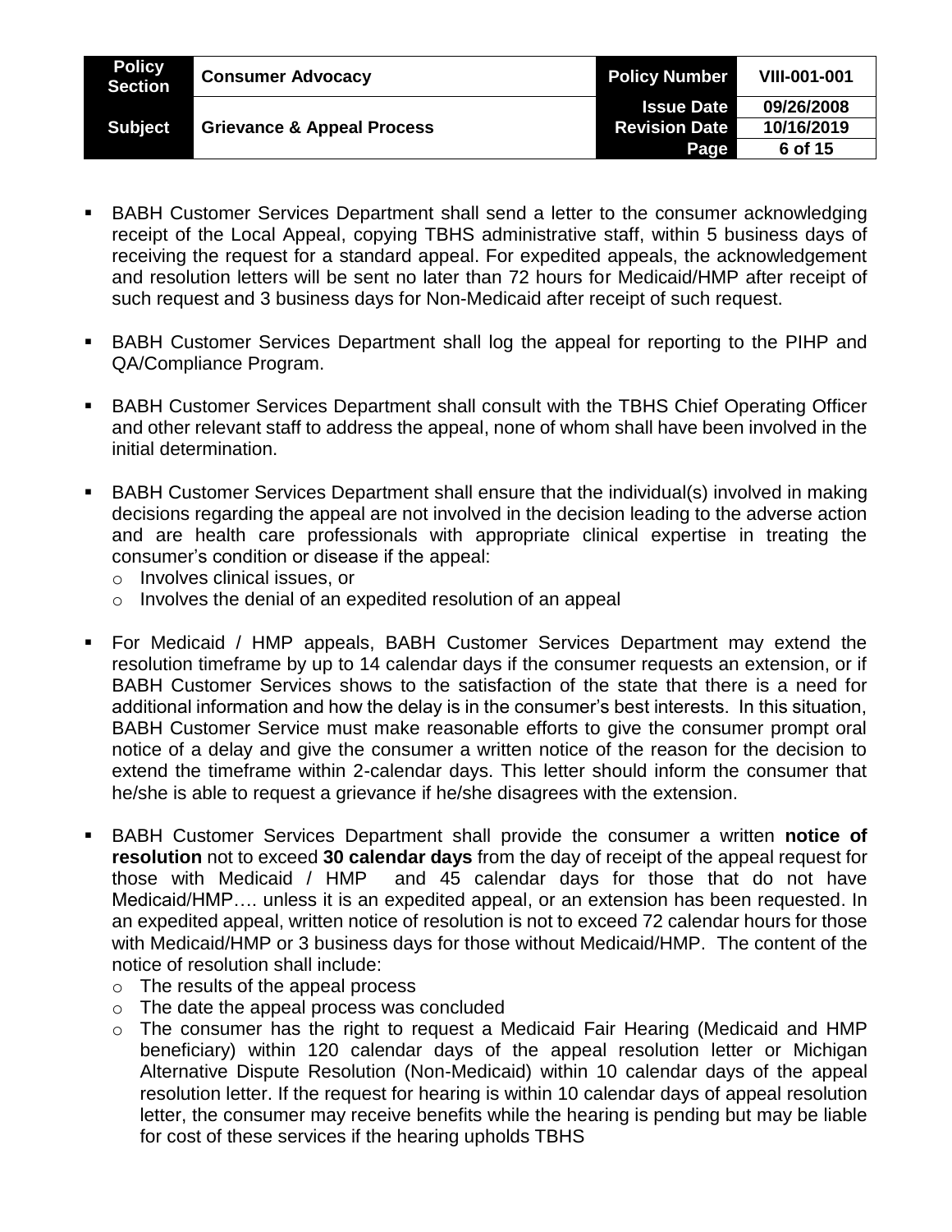- BABH Customer Services Department shall send a letter to the consumer acknowledging receipt of the Local Appeal, copying TBHS administrative staff, within 5 business days of receiving the request for a standard appeal. For expedited appeals, the acknowledgement and resolution letters will be sent no later than 72 hours for Medicaid/HMP after receipt of such request and 3 business days for Non-Medicaid after receipt of such request.

- BABH Customer Services Department shall log the appeal for reporting to the PIHP and QA/Compliance Program.

- BABH Customer Services Department shall consult with the TBHS Chief Operating Officer and other relevant staff to address the appeal, none of whom shall have been involved in the initial determination.

- BABH Customer Services Department shall ensure that the individual(s) involved in making decisions regarding the appeal are not involved in the decision leading to the adverse action and are health care professionals with appropriate clinical expertise in treating the consumer's condition or disease if the appeal:
  - Involves clinical issues, or
  - Involves the denial of an expedited resolution of an appeal

- For Medicaid / HMP appeals, BABH Customer Services Department may extend the resolution timeframe by up to 14 calendar days if the consumer requests an extension, or if BABH Customer Services shows to the satisfaction of the state that there is a need for additional information and how the delay is in the consumer's best interests. In this situation, BABH Customer Service must make reasonable efforts to give the consumer prompt oral notice of a delay and give the consumer a written notice of the reason for the decision to extend the timeframe within 2-calendar days. This letter should inform the consumer that he/she is able to request a grievance if he/she disagrees with the extension.

- BABH Customer Services Department shall provide the consumer a written **notice of resolution** not to exceed **30 calendar days** from the day of receipt of the appeal request for those with Medicaid / HMP and 45 calendar days for those that do not have Medicaid/HMP…. unless it is an expedited appeal, or an extension has been requested. In an expedited appeal, written notice of resolution is not to exceed 72 calendar hours for those with Medicaid/HMP or 3 business days for those without Medicaid/HMP. The content of the notice of resolution shall include:
  - The results of the appeal process
  - The date the appeal process was concluded
  - The consumer has the right to request a Medicaid Fair Hearing (Medicaid and HMP beneficiary) within 120 calendar days of the appeal resolution letter or Michigan Alternative Dispute Resolution (Non-Medicaid) within 10 calendar days of the appeal resolution letter. If the request for hearing is within 10 calendar days of appeal resolution letter, the consumer may receive benefits while the hearing is pending but may be liable for cost of these services if the hearing upholds TBHS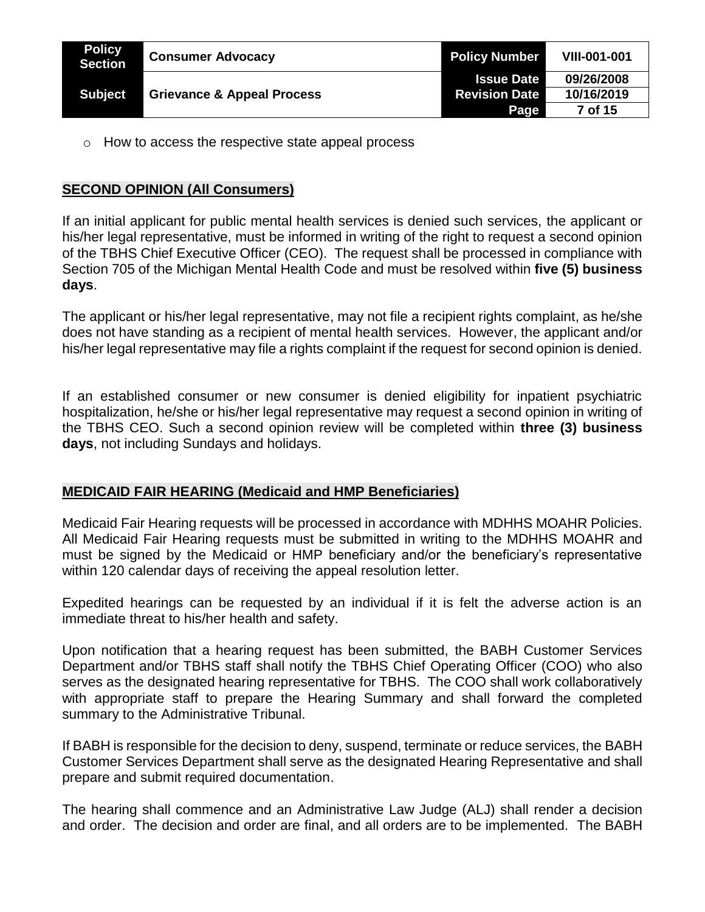- How to access the respective state appeal process

## SECOND OPINION (All Consumers)

If an initial applicant for public mental health services is denied such services, the applicant or his/her legal representative, must be informed in writing of the right to request a second opinion of the TBHS Chief Executive Officer (CEO). The request shall be processed in compliance with Section 705 of the Michigan Mental Health Code and must be resolved within **five (5) business days**.

The applicant or his/her legal representative, may not file a recipient rights complaint, as he/she does not have standing as a recipient of mental health services. However, the applicant and/or his/her legal representative may file a rights complaint if the request for second opinion is denied.

If an established consumer or new consumer is denied eligibility for inpatient psychiatric hospitalization, he/she or his/her legal representative may request a second opinion in writing of the TBHS CEO. Such a second opinion review will be completed within **three (3) business days**, not including Sundays and holidays.

## MEDICAID FAIR HEARING (Medicaid and HMP Beneficiaries)

Medicaid Fair Hearing requests will be processed in accordance with MDHHS MOAHR Policies. All Medicaid Fair Hearing requests must be submitted in writing to the MDHHS MOAHR and must be signed by the Medicaid or HMP beneficiary and/or the beneficiary's representative within 120 calendar days of receiving the appeal resolution letter.

Expedited hearings can be requested by an individual if it is felt the adverse action is an immediate threat to his/her health and safety.

Upon notification that a hearing request has been submitted, the BABH Customer Services Department and/or TBHS staff shall notify the TBHS Chief Operating Officer (COO) who also serves as the designated hearing representative for TBHS. The COO shall work collaboratively with appropriate staff to prepare the Hearing Summary and shall forward the completed summary to the Administrative Tribunal.

If BABH is responsible for the decision to deny, suspend, terminate or reduce services, the BABH Customer Services Department shall serve as the designated Hearing Representative and shall prepare and submit required documentation.

The hearing shall commence and an Administrative Law Judge (ALJ) shall render a decision and order. The decision and order are final, and all orders are to be implemented. The BABH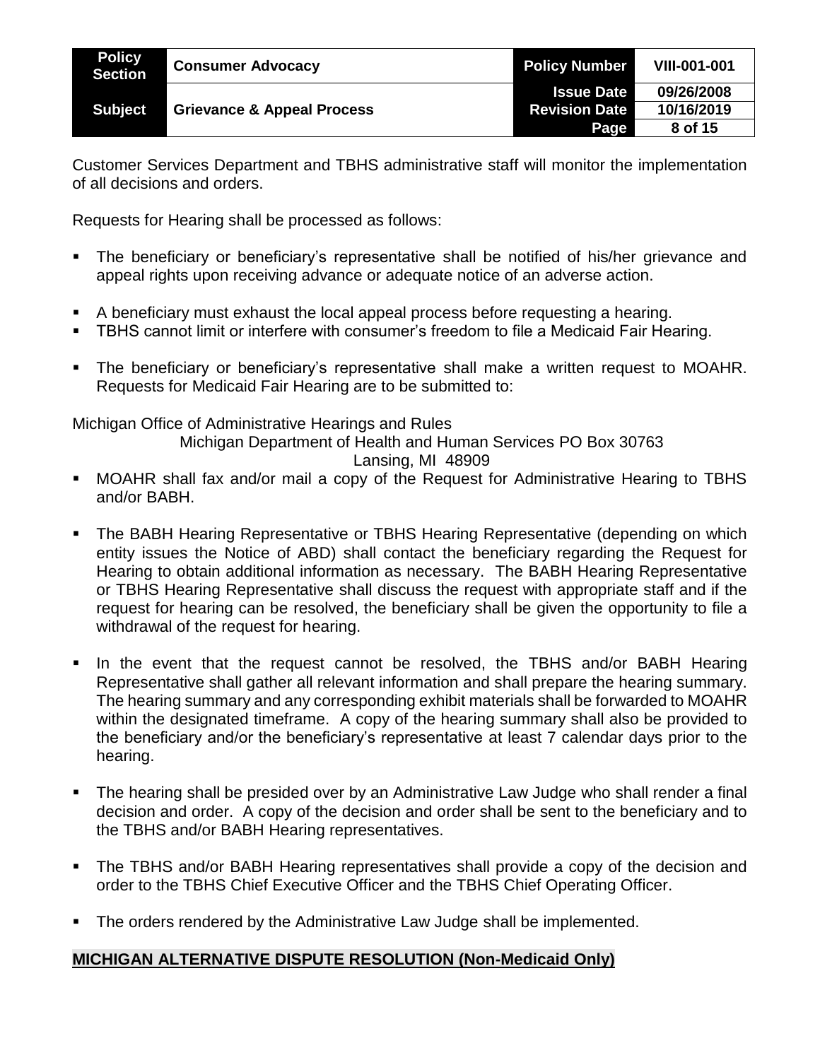Customer Services Department and TBHS administrative staff will monitor the implementation of all decisions and orders.

Requests for Hearing shall be processed as follows:

- The beneficiary or beneficiary's representative shall be notified of his/her grievance and appeal rights upon receiving advance or adequate notice of an adverse action.
- A beneficiary must exhaust the local appeal process before requesting a hearing.
- TBHS cannot limit or interfere with consumer's freedom to file a Medicaid Fair Hearing.
- The beneficiary or beneficiary's representative shall make a written request to MOAHR. Requests for Medicaid Fair Hearing are to be submitted to:

Michigan Office of Administrative Hearings and Rules
Michigan Department of Health and Human Services PO Box 30763
Lansing, MI 48909

- MOAHR shall fax and/or mail a copy of the Request for Administrative Hearing to TBHS and/or BABH.
- The BABH Hearing Representative or TBHS Hearing Representative (depending on which entity issues the Notice of ABD) shall contact the beneficiary regarding the Request for Hearing to obtain additional information as necessary. The BABH Hearing Representative or TBHS Hearing Representative shall discuss the request with appropriate staff and if the request for hearing can be resolved, the beneficiary shall be given the opportunity to file a withdrawal of the request for hearing.
- In the event that the request cannot be resolved, the TBHS and/or BABH Hearing Representative shall gather all relevant information and shall prepare the hearing summary. The hearing summary and any corresponding exhibit materials shall be forwarded to MOAHR within the designated timeframe. A copy of the hearing summary shall also be provided to the beneficiary and/or the beneficiary's representative at least 7 calendar days prior to the hearing.
- The hearing shall be presided over by an Administrative Law Judge who shall render a final decision and order. A copy of the decision and order shall be sent to the beneficiary and to the TBHS and/or BABH Hearing representatives.
- The TBHS and/or BABH Hearing representatives shall provide a copy of the decision and order to the TBHS Chief Executive Officer and the TBHS Chief Operating Officer.
- The orders rendered by the Administrative Law Judge shall be implemented.

## MICHIGAN ALTERNATIVE DISPUTE RESOLUTION (Non-Medicaid Only)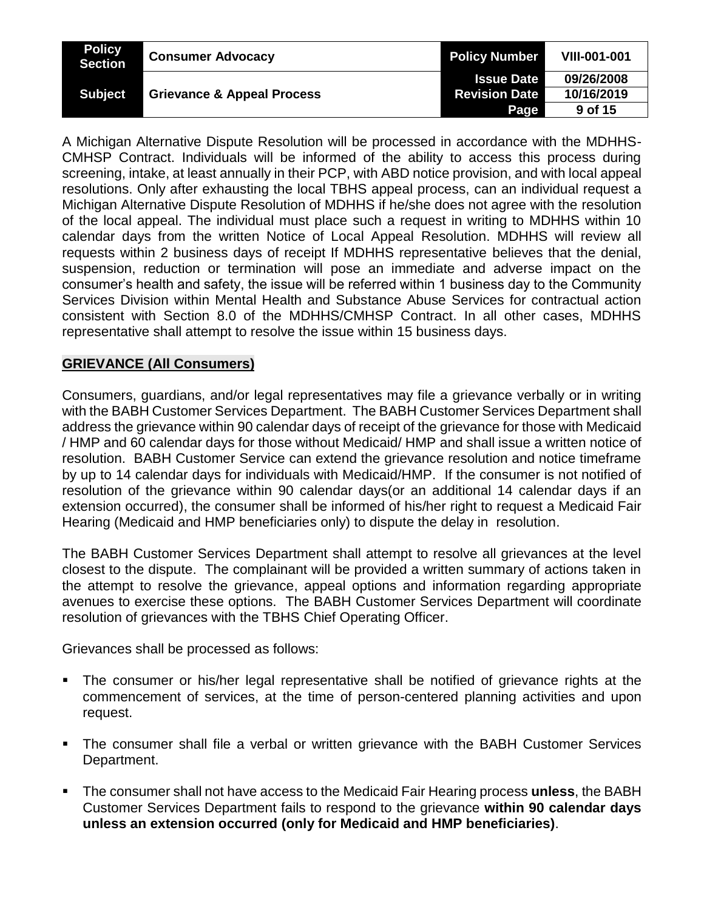A Michigan Alternative Dispute Resolution will be processed in accordance with the MDHHS-CMHSP Contract. Individuals will be informed of the ability to access this process during screening, intake, at least annually in their PCP, with ABD notice provision, and with local appeal resolutions. Only after exhausting the local TBHS appeal process, can an individual request a Michigan Alternative Dispute Resolution of MDHHS if he/she does not agree with the resolution of the local appeal. The individual must place such a request in writing to MDHHS within 10 calendar days from the written Notice of Local Appeal Resolution. MDHHS will review all requests within 2 business days of receipt If MDHHS representative believes that the denial, suspension, reduction or termination will pose an immediate and adverse impact on the consumer's health and safety, the issue will be referred within 1 business day to the Community Services Division within Mental Health and Substance Abuse Services for contractual action consistent with Section 8.0 of the MDHHS/CMHSP Contract. In all other cases, MDHHS representative shall attempt to resolve the issue within 15 business days.

## GRIEVANCE (All Consumers)

Consumers, guardians, and/or legal representatives may file a grievance verbally or in writing with the BABH Customer Services Department. The BABH Customer Services Department shall address the grievance within 90 calendar days of receipt of the grievance for those with Medicaid / HMP and 60 calendar days for those without Medicaid/ HMP and shall issue a written notice of resolution. BABH Customer Service can extend the grievance resolution and notice timeframe by up to 14 calendar days for individuals with Medicaid/HMP. If the consumer is not notified of resolution of the grievance within 90 calendar days(or an additional 14 calendar days if an extension occurred), the consumer shall be informed of his/her right to request a Medicaid Fair Hearing (Medicaid and HMP beneficiaries only) to dispute the delay in resolution.

The BABH Customer Services Department shall attempt to resolve all grievances at the level closest to the dispute. The complainant will be provided a written summary of actions taken in the attempt to resolve the grievance, appeal options and information regarding appropriate avenues to exercise these options. The BABH Customer Services Department will coordinate resolution of grievances with the TBHS Chief Operating Officer.

Grievances shall be processed as follows:

- The consumer or his/her legal representative shall be notified of grievance rights at the commencement of services, at the time of person-centered planning activities and upon request.
- The consumer shall file a verbal or written grievance with the BABH Customer Services Department.
- The consumer shall not have access to the Medicaid Fair Hearing process **unless**, the BABH Customer Services Department fails to respond to the grievance **within 90 calendar days unless an extension occurred (only for Medicaid and HMP beneficiaries)**.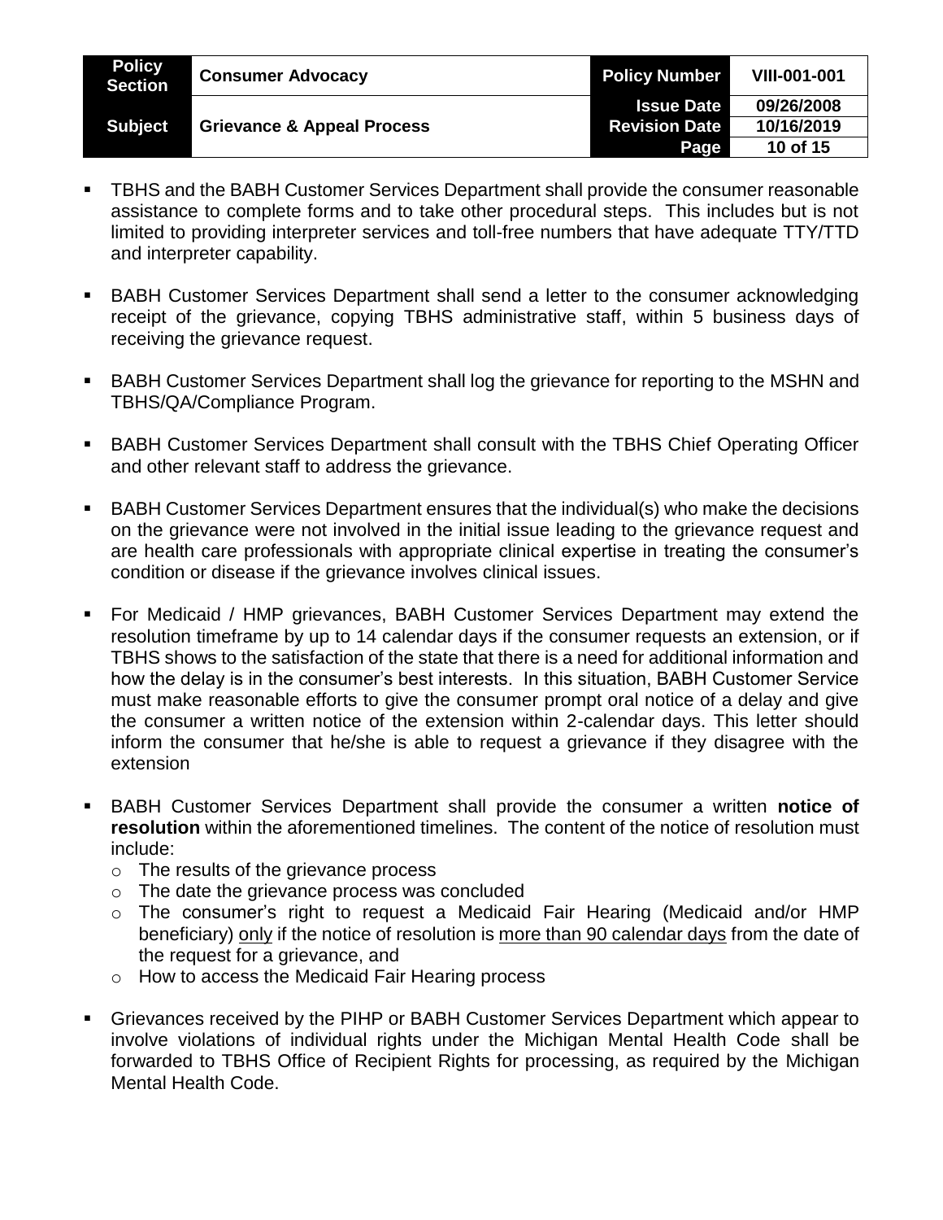- TBHS and the BABH Customer Services Department shall provide the consumer reasonable assistance to complete forms and to take other procedural steps. This includes but is not limited to providing interpreter services and toll-free numbers that have adequate TTY/TTD and interpreter capability.

- BABH Customer Services Department shall send a letter to the consumer acknowledging receipt of the grievance, copying TBHS administrative staff, within 5 business days of receiving the grievance request.

- BABH Customer Services Department shall log the grievance for reporting to the MSHN and TBHS/QA/Compliance Program.

- BABH Customer Services Department shall consult with the TBHS Chief Operating Officer and other relevant staff to address the grievance.

- BABH Customer Services Department ensures that the individual(s) who make the decisions on the grievance were not involved in the initial issue leading to the grievance request and are health care professionals with appropriate clinical expertise in treating the consumer's condition or disease if the grievance involves clinical issues.

- For Medicaid / HMP grievances, BABH Customer Services Department may extend the resolution timeframe by up to 14 calendar days if the consumer requests an extension, or if TBHS shows to the satisfaction of the state that there is a need for additional information and how the delay is in the consumer's best interests. In this situation, BABH Customer Service must make reasonable efforts to give the consumer prompt oral notice of a delay and give the consumer a written notice of the extension within 2-calendar days. This letter should inform the consumer that he/she is able to request a grievance if they disagree with the extension

- BABH Customer Services Department shall provide the consumer a written **notice of resolution** within the aforementioned timelines. The content of the notice of resolution must include:
  - The results of the grievance process
  - The date the grievance process was concluded
  - The consumer's right to request a Medicaid Fair Hearing (Medicaid and/or HMP beneficiary) <u>only</u> if the notice of resolution is <u>more than 90 calendar days</u> from the date of the request for a grievance, and
  - How to access the Medicaid Fair Hearing process

- Grievances received by the PIHP or BABH Customer Services Department which appear to involve violations of individual rights under the Michigan Mental Health Code shall be forwarded to TBHS Office of Recipient Rights for processing, as required by the Michigan Mental Health Code.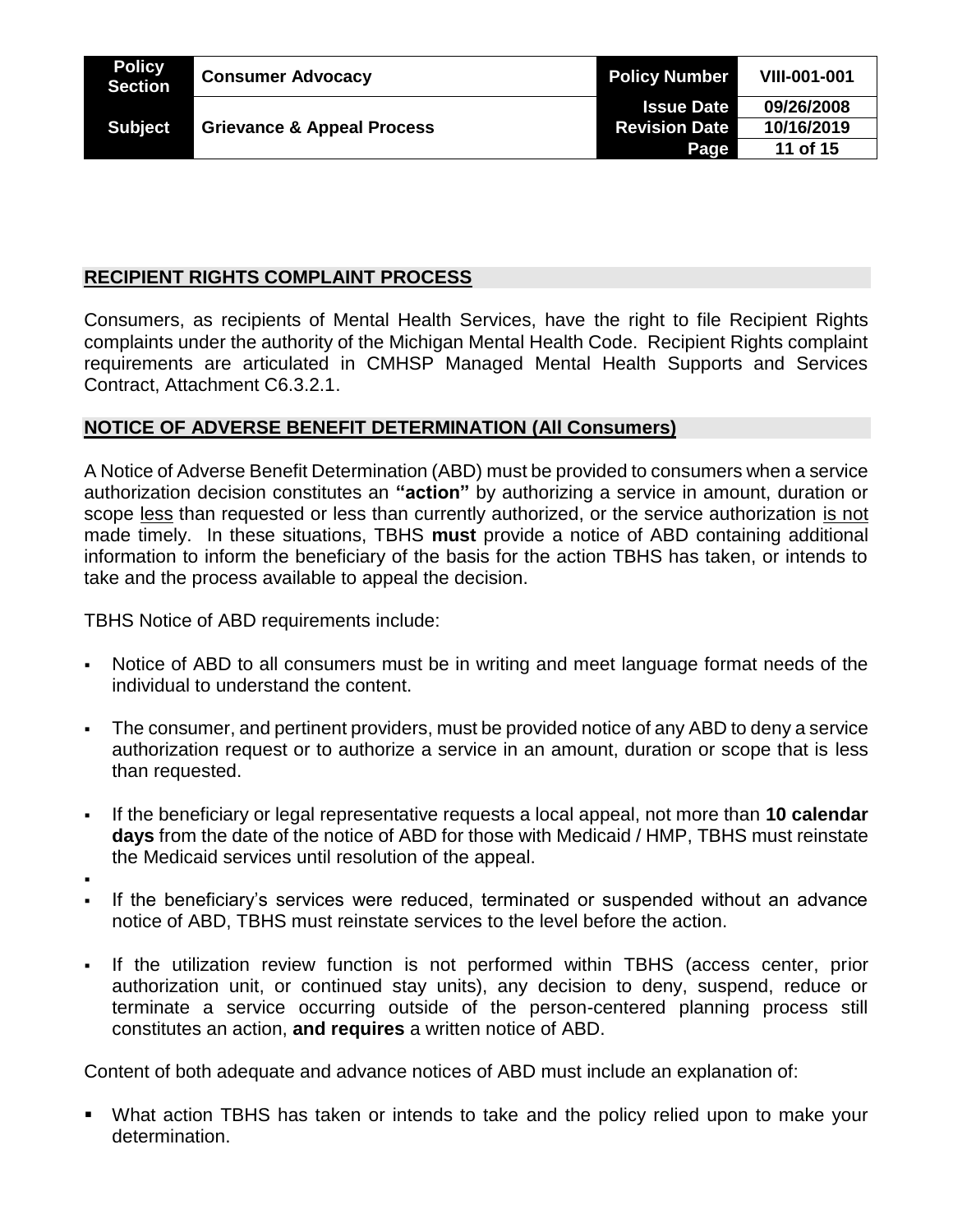## RECIPIENT RIGHTS COMPLAINT PROCESS

Consumers, as recipients of Mental Health Services, have the right to file Recipient Rights complaints under the authority of the Michigan Mental Health Code. Recipient Rights complaint requirements are articulated in CMHSP Managed Mental Health Supports and Services Contract, Attachment C6.3.2.1.

## NOTICE OF ADVERSE BENEFIT DETERMINATION (All Consumers)

A Notice of Adverse Benefit Determination (ABD) must be provided to consumers when a service authorization decision constitutes an **"action"** by authorizing a service in amount, duration or scope less than requested or less than currently authorized, or the service authorization is not made timely. In these situations, TBHS **must** provide a notice of ABD containing additional information to inform the beneficiary of the basis for the action TBHS has taken, or intends to take and the process available to appeal the decision.

TBHS Notice of ABD requirements include:

- Notice of ABD to all consumers must be in writing and meet language format needs of the individual to understand the content.
- The consumer, and pertinent providers, must be provided notice of any ABD to deny a service authorization request or to authorize a service in an amount, duration or scope that is less than requested.
- If the beneficiary or legal representative requests a local appeal, not more than **10 calendar days** from the date of the notice of ABD for those with Medicaid / HMP, TBHS must reinstate the Medicaid services until resolution of the appeal.
- If the beneficiary's services were reduced, terminated or suspended without an advance notice of ABD, TBHS must reinstate services to the level before the action.
- If the utilization review function is not performed within TBHS (access center, prior authorization unit, or continued stay units), any decision to deny, suspend, reduce or terminate a service occurring outside of the person-centered planning process still constitutes an action, **and requires** a written notice of ABD.

Content of both adequate and advance notices of ABD must include an explanation of:

- What action TBHS has taken or intends to take and the policy relied upon to make your determination.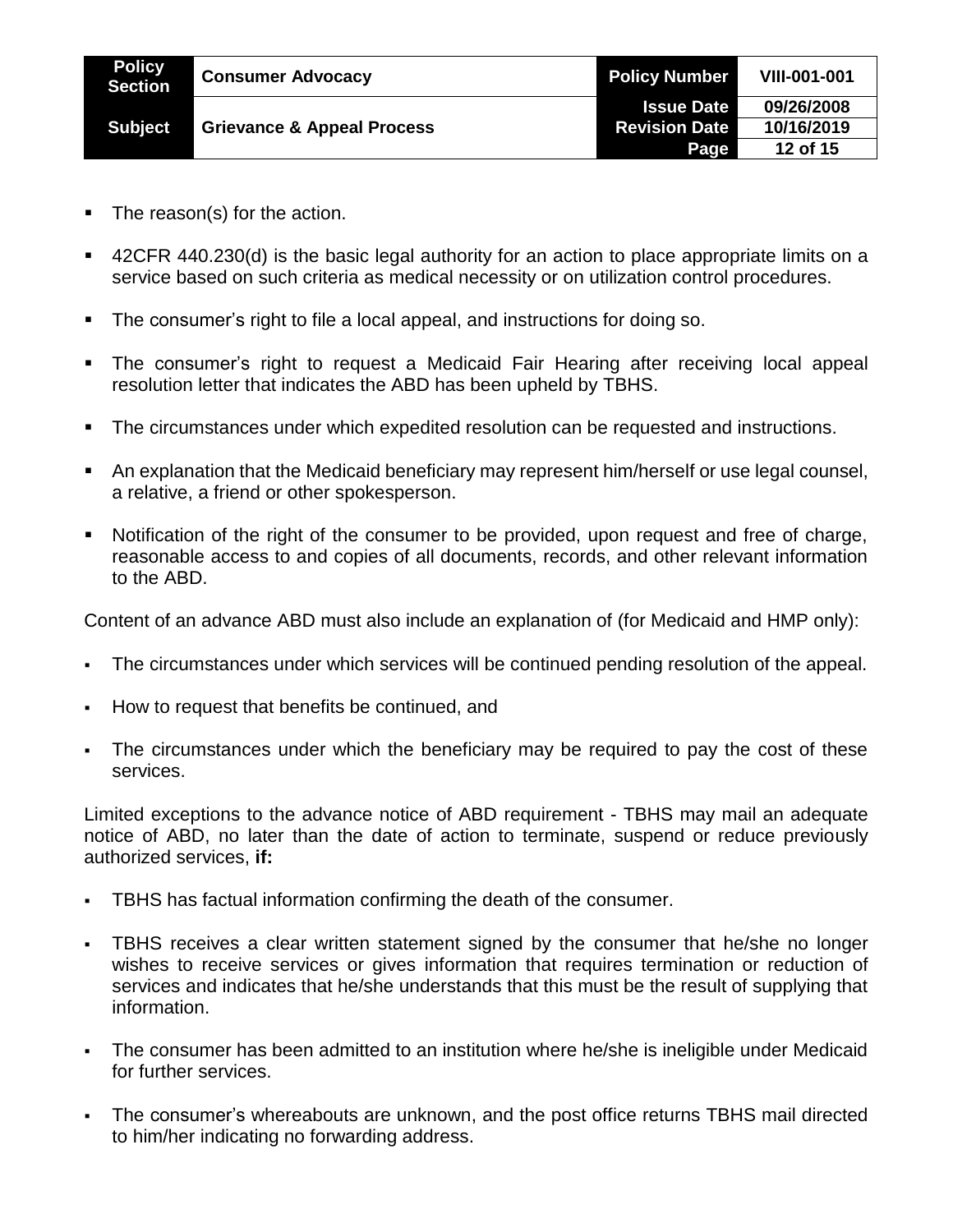- The reason(s) for the action.
- 42CFR 440.230(d) is the basic legal authority for an action to place appropriate limits on a service based on such criteria as medical necessity or on utilization control procedures.
- The consumer's right to file a local appeal, and instructions for doing so.
- The consumer's right to request a Medicaid Fair Hearing after receiving local appeal resolution letter that indicates the ABD has been upheld by TBHS.
- The circumstances under which expedited resolution can be requested and instructions.
- An explanation that the Medicaid beneficiary may represent him/herself or use legal counsel, a relative, a friend or other spokesperson.
- Notification of the right of the consumer to be provided, upon request and free of charge, reasonable access to and copies of all documents, records, and other relevant information to the ABD.

Content of an advance ABD must also include an explanation of (for Medicaid and HMP only):

- The circumstances under which services will be continued pending resolution of the appeal.
- How to request that benefits be continued, and
- The circumstances under which the beneficiary may be required to pay the cost of these services.

Limited exceptions to the advance notice of ABD requirement - TBHS may mail an adequate notice of ABD, no later than the date of action to terminate, suspend or reduce previously authorized services, **if:**

- TBHS has factual information confirming the death of the consumer.
- TBHS receives a clear written statement signed by the consumer that he/she no longer wishes to receive services or gives information that requires termination or reduction of services and indicates that he/she understands that this must be the result of supplying that information.
- The consumer has been admitted to an institution where he/she is ineligible under Medicaid for further services.
- The consumer's whereabouts are unknown, and the post office returns TBHS mail directed to him/her indicating no forwarding address.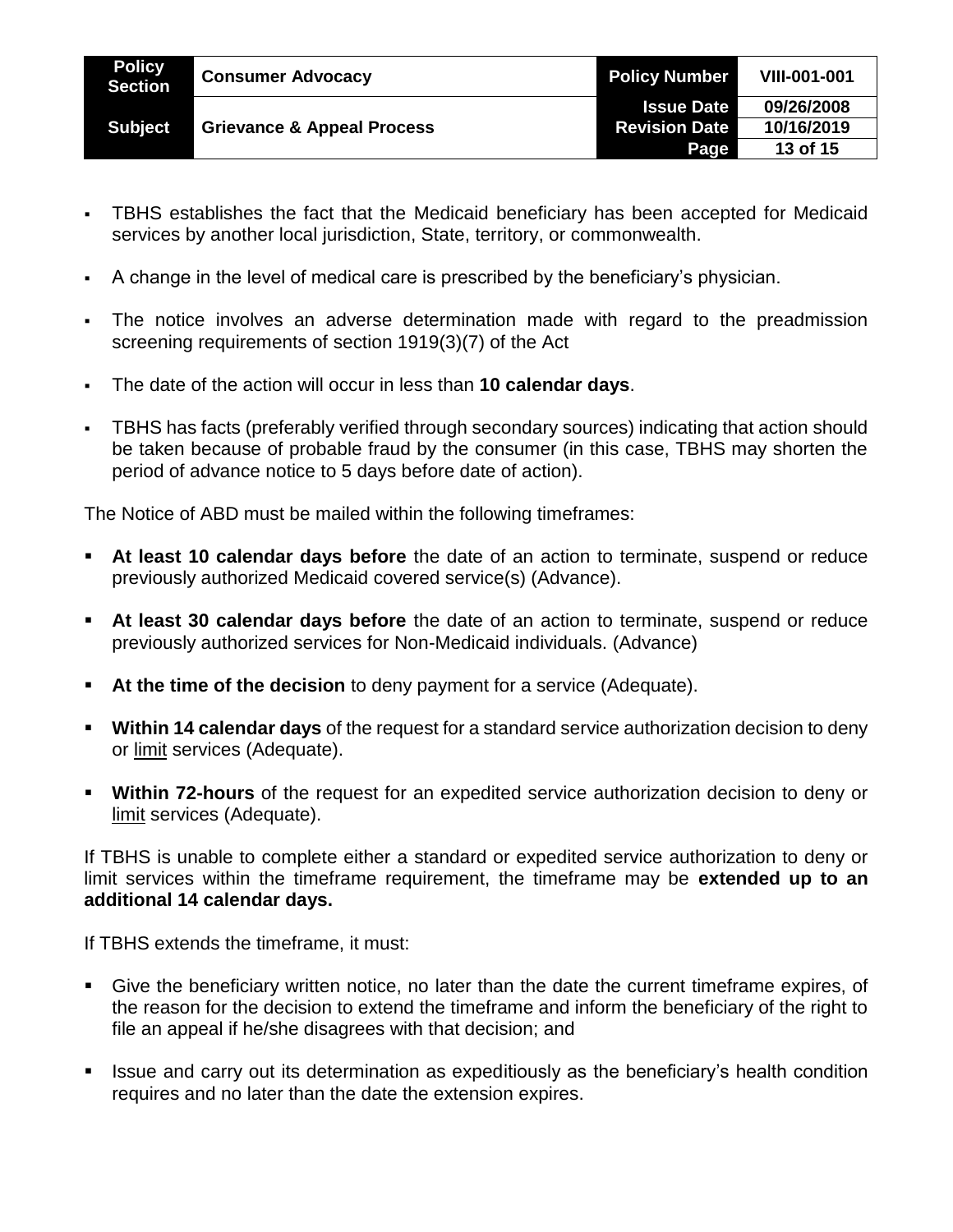- TBHS establishes the fact that the Medicaid beneficiary has been accepted for Medicaid services by another local jurisdiction, State, territory, or commonwealth.
- A change in the level of medical care is prescribed by the beneficiary's physician.
- The notice involves an adverse determination made with regard to the preadmission screening requirements of section 1919(3)(7) of the Act
- The date of the action will occur in less than **10 calendar days**.
- TBHS has facts (preferably verified through secondary sources) indicating that action should be taken because of probable fraud by the consumer (in this case, TBHS may shorten the period of advance notice to 5 days before date of action).

The Notice of ABD must be mailed within the following timeframes:

- **At least 10 calendar days before** the date of an action to terminate, suspend or reduce previously authorized Medicaid covered service(s) (Advance).
- **At least 30 calendar days before** the date of an action to terminate, suspend or reduce previously authorized services for Non-Medicaid individuals. (Advance)
- **At the time of the decision** to deny payment for a service (Adequate).
- **Within 14 calendar days** of the request for a standard service authorization decision to deny or limit services (Adequate).
- **Within 72-hours** of the request for an expedited service authorization decision to deny or limit services (Adequate).

If TBHS is unable to complete either a standard or expedited service authorization to deny or limit services within the timeframe requirement, the timeframe may be **extended up to an additional 14 calendar days.**

If TBHS extends the timeframe, it must:

- Give the beneficiary written notice, no later than the date the current timeframe expires, of the reason for the decision to extend the timeframe and inform the beneficiary of the right to file an appeal if he/she disagrees with that decision; and
- Issue and carry out its determination as expeditiously as the beneficiary's health condition requires and no later than the date the extension expires.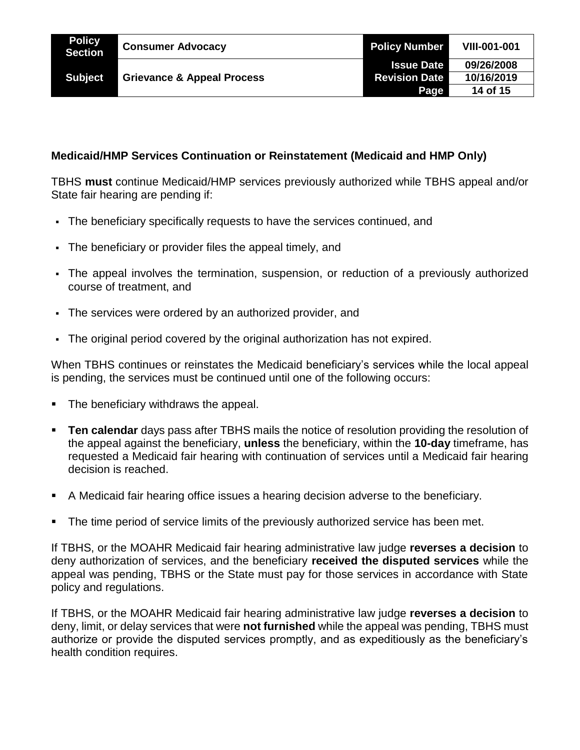**Medicaid/HMP Services Continuation or Reinstatement (Medicaid and HMP Only)**

TBHS **must** continue Medicaid/HMP services previously authorized while TBHS appeal and/or State fair hearing are pending if:

- The beneficiary specifically requests to have the services continued, and
- The beneficiary or provider files the appeal timely, and
- The appeal involves the termination, suspension, or reduction of a previously authorized course of treatment, and
- The services were ordered by an authorized provider, and
- The original period covered by the original authorization has not expired.

When TBHS continues or reinstates the Medicaid beneficiary's services while the local appeal is pending, the services must be continued until one of the following occurs:

- The beneficiary withdraws the appeal.
- **Ten calendar** days pass after TBHS mails the notice of resolution providing the resolution of the appeal against the beneficiary, **unless** the beneficiary, within the **10-day** timeframe, has requested a Medicaid fair hearing with continuation of services until a Medicaid fair hearing decision is reached.
- A Medicaid fair hearing office issues a hearing decision adverse to the beneficiary.
- The time period of service limits of the previously authorized service has been met.

If TBHS, or the MOAHR Medicaid fair hearing administrative law judge **reverses a decision** to deny authorization of services, and the beneficiary **received the disputed services** while the appeal was pending, TBHS or the State must pay for those services in accordance with State policy and regulations.

If TBHS, or the MOAHR Medicaid fair hearing administrative law judge **reverses a decision** to deny, limit, or delay services that were **not furnished** while the appeal was pending, TBHS must authorize or provide the disputed services promptly, and as expeditiously as the beneficiary's health condition requires.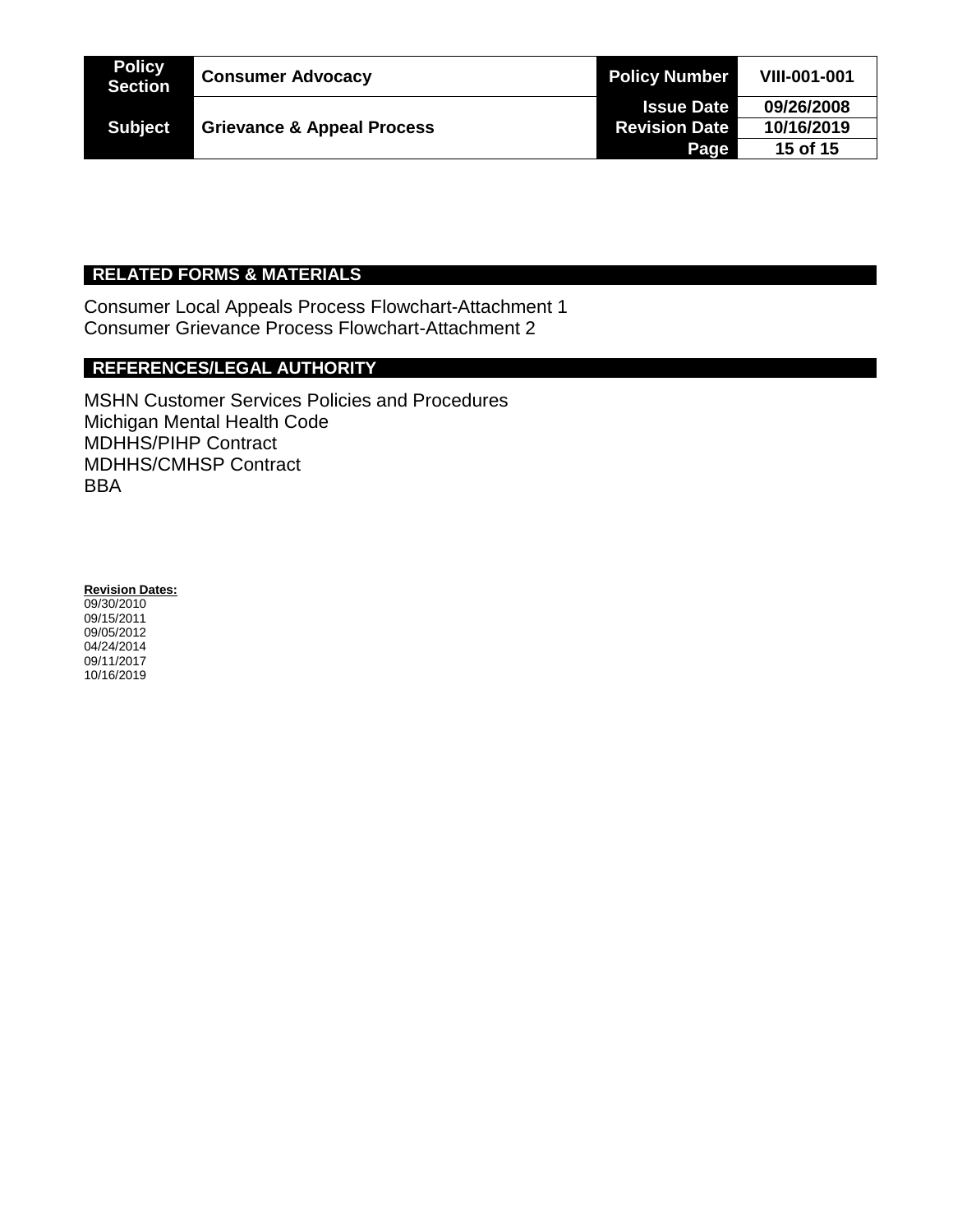## RELATED FORMS & MATERIALS

Consumer Local Appeals Process Flowchart-Attachment 1
Consumer Grievance Process Flowchart-Attachment 2

## REFERENCES/LEGAL AUTHORITY

MSHN Customer Services Policies and Procedures
Michigan Mental Health Code
MDHHS/PIHP Contract
MDHHS/CMHSP Contract
BBA

**Revision Dates:**
09/30/2010
09/15/2011
09/05/2012
04/24/2014
09/11/2017
10/16/2019